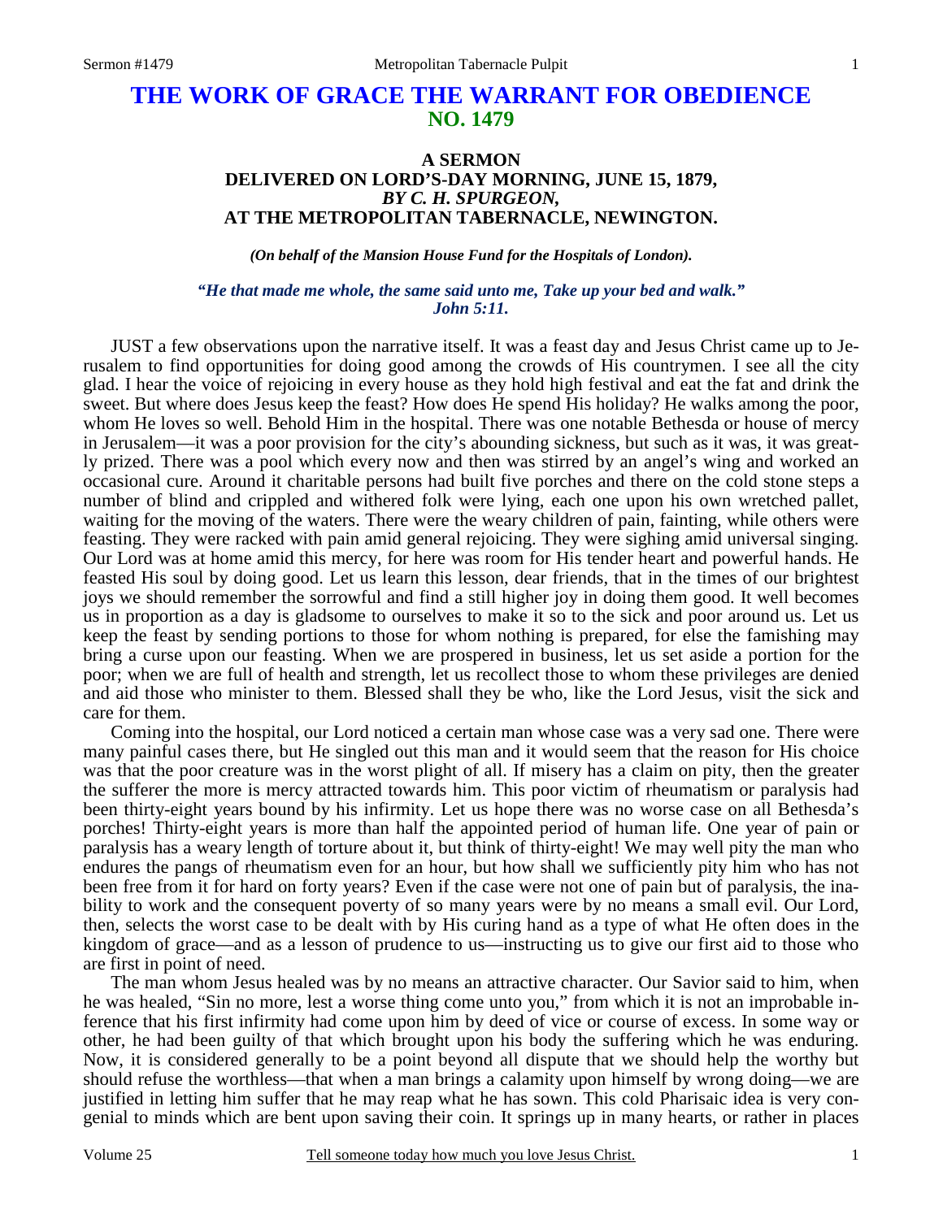# THE WORK OF GRACE THE WARRANT FOR OBEDIENCE
## NO. 1479

### A SERMON
### DELIVERED ON LORD'S-DAY MORNING, JUNE 15, 1879,
### *BY C. H. SPURGEON,*
### AT THE METROPOLITAN TABERNACLE, NEWINGTON.

***(On behalf of the Mansion House Fund for the Hospitals of London).***

***"He that made me whole, the same said unto me, Take up your bed and walk." John 5:11.***

JUST a few observations upon the narrative itself. It was a feast day and Jesus Christ came up to Jerusalem to find opportunities for doing good among the crowds of His countrymen. I see all the city glad. I hear the voice of rejoicing in every house as they hold high festival and eat the fat and drink the sweet. But where does Jesus keep the feast? How does He spend His holiday? He walks among the poor, whom He loves so well. Behold Him in the hospital. There was one notable Bethesda or house of mercy in Jerusalem—it was a poor provision for the city's abounding sickness, but such as it was, it was greatly prized. There was a pool which every now and then was stirred by an angel's wing and worked an occasional cure. Around it charitable persons had built five porches and there on the cold stone steps a number of blind and crippled and withered folk were lying, each one upon his own wretched pallet, waiting for the moving of the waters. There were the weary children of pain, fainting, while others were feasting. They were racked with pain amid general rejoicing. They were sighing amid universal singing. Our Lord was at home amid this mercy, for here was room for His tender heart and powerful hands. He feasted His soul by doing good. Let us learn this lesson, dear friends, that in the times of our brightest joys we should remember the sorrowful and find a still higher joy in doing them good. It well becomes us in proportion as a day is gladsome to ourselves to make it so to the sick and poor around us. Let us keep the feast by sending portions to those for whom nothing is prepared, for else the famishing may bring a curse upon our feasting. When we are prospered in business, let us set aside a portion for the poor; when we are full of health and strength, let us recollect those to whom these privileges are denied and aid those who minister to them. Blessed shall they be who, like the Lord Jesus, visit the sick and care for them.

Coming into the hospital, our Lord noticed a certain man whose case was a very sad one. There were many painful cases there, but He singled out this man and it would seem that the reason for His choice was that the poor creature was in the worst plight of all. If misery has a claim on pity, then the greater the sufferer the more is mercy attracted towards him. This poor victim of rheumatism or paralysis had been thirty-eight years bound by his infirmity. Let us hope there was no worse case on all Bethesda's porches! Thirty-eight years is more than half the appointed period of human life. One year of pain or paralysis has a weary length of torture about it, but think of thirty-eight! We may well pity the man who endures the pangs of rheumatism even for an hour, but how shall we sufficiently pity him who has not been free from it for hard on forty years? Even if the case were not one of pain but of paralysis, the inability to work and the consequent poverty of so many years were by no means a small evil. Our Lord, then, selects the worst case to be dealt with by His curing hand as a type of what He often does in the kingdom of grace—and as a lesson of prudence to us—instructing us to give our first aid to those who are first in point of need.

The man whom Jesus healed was by no means an attractive character. Our Savior said to him, when he was healed, "Sin no more, lest a worse thing come unto you," from which it is not an improbable inference that his first infirmity had come upon him by deed of vice or course of excess. In some way or other, he had been guilty of that which brought upon his body the suffering which he was enduring. Now, it is considered generally to be a point beyond all dispute that we should help the worthy but should refuse the worthless—that when a man brings a calamity upon himself by wrong doing—we are justified in letting him suffer that he may reap what he has sown. This cold Pharisaic idea is very congenial to minds which are bent upon saving their coin. It springs up in many hearts, or rather in places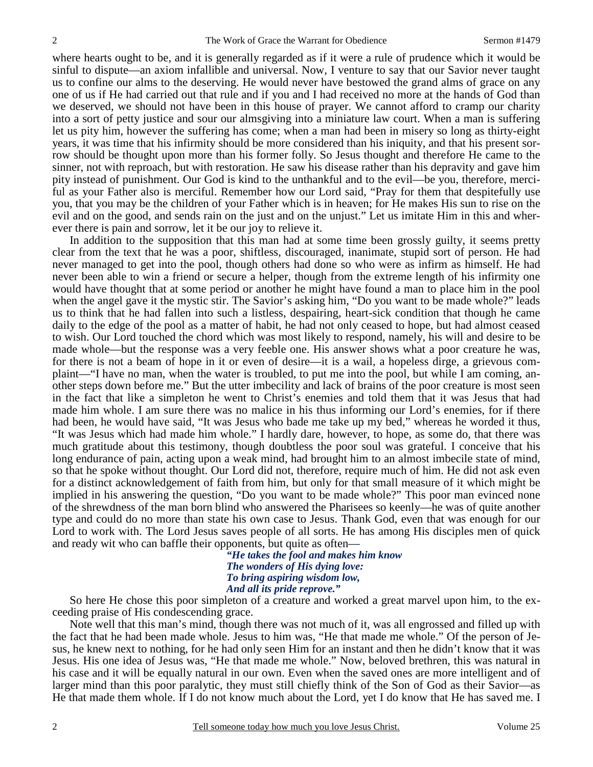where hearts ought to be, and it is generally regarded as if it were a rule of prudence which it would be sinful to dispute—an axiom infallible and universal. Now, I venture to say that our Savior never taught us to confine our alms to the deserving. He would never have bestowed the grand alms of grace on any one of us if He had carried out that rule and if you and I had received no more at the hands of God than we deserved, we should not have been in this house of prayer. We cannot afford to cramp our charity into a sort of petty justice and sour our almsgiving into a miniature law court. When a man is suffering let us pity him, however the suffering has come; when a man had been in misery so long as thirty-eight years, it was time that his infirmity should be more considered than his iniquity, and that his present sorrow should be thought upon more than his former folly. So Jesus thought and therefore He came to the sinner, not with reproach, but with restoration. He saw his disease rather than his depravity and gave him pity instead of punishment. Our God is kind to the unthankful and to the evil—be you, therefore, merciful as your Father also is merciful. Remember how our Lord said, "Pray for them that despitefully use you, that you may be the children of your Father which is in heaven; for He makes His sun to rise on the evil and on the good, and sends rain on the just and on the unjust." Let us imitate Him in this and wherever there is pain and sorrow, let it be our joy to relieve it.

In addition to the supposition that this man had at some time been grossly guilty, it seems pretty clear from the text that he was a poor, shiftless, discouraged, inanimate, stupid sort of person. He had never managed to get into the pool, though others had done so who were as infirm as himself. He had never been able to win a friend or secure a helper, though from the extreme length of his infirmity one would have thought that at some period or another he might have found a man to place him in the pool when the angel gave it the mystic stir. The Savior's asking him, "Do you want to be made whole?" leads us to think that he had fallen into such a listless, despairing, heart-sick condition that though he came daily to the edge of the pool as a matter of habit, he had not only ceased to hope, but had almost ceased to wish. Our Lord touched the chord which was most likely to respond, namely, his will and desire to be made whole—but the response was a very feeble one. His answer shows what a poor creature he was, for there is not a beam of hope in it or even of desire—it is a wail, a hopeless dirge, a grievous complaint—"I have no man, when the water is troubled, to put me into the pool, but while I am coming, another steps down before me." But the utter imbecility and lack of brains of the poor creature is most seen in the fact that like a simpleton he went to Christ's enemies and told them that it was Jesus that had made him whole. I am sure there was no malice in his thus informing our Lord's enemies, for if there had been, he would have said, "It was Jesus who bade me take up my bed," whereas he worded it thus, "It was Jesus which had made him whole." I hardly dare, however, to hope, as some do, that there was much gratitude about this testimony, though doubtless the poor soul was grateful. I conceive that his long endurance of pain, acting upon a weak mind, had brought him to an almost imbecile state of mind, so that he spoke without thought. Our Lord did not, therefore, require much of him. He did not ask even for a distinct acknowledgement of faith from him, but only for that small measure of it which might be implied in his answering the question, "Do you want to be made whole?" This poor man evinced none of the shrewdness of the man born blind who answered the Pharisees so keenly—he was of quite another type and could do no more than state his own case to Jesus. Thank God, even that was enough for our Lord to work with. The Lord Jesus saves people of all sorts. He has among His disciples men of quick and ready wit who can baffle their opponents, but quite as often—

> ***"He takes the fool and makes him know***
> ***The wonders of His dying love:***
> ***To bring aspiring wisdom low,***
> ***And all its pride reprove."***

So here He chose this poor simpleton of a creature and worked a great marvel upon him, to the exceeding praise of His condescending grace.

Note well that this man's mind, though there was not much of it, was all engrossed and filled up with the fact that he had been made whole. Jesus to him was, "He that made me whole." Of the person of Jesus, he knew next to nothing, for he had only seen Him for an instant and then he didn't know that it was Jesus. His one idea of Jesus was, "He that made me whole." Now, beloved brethren, this was natural in his case and it will be equally natural in our own. Even when the saved ones are more intelligent and of larger mind than this poor paralytic, they must still chiefly think of the Son of God as their Savior—as He that made them whole. If I do not know much about the Lord, yet I do know that He has saved me. I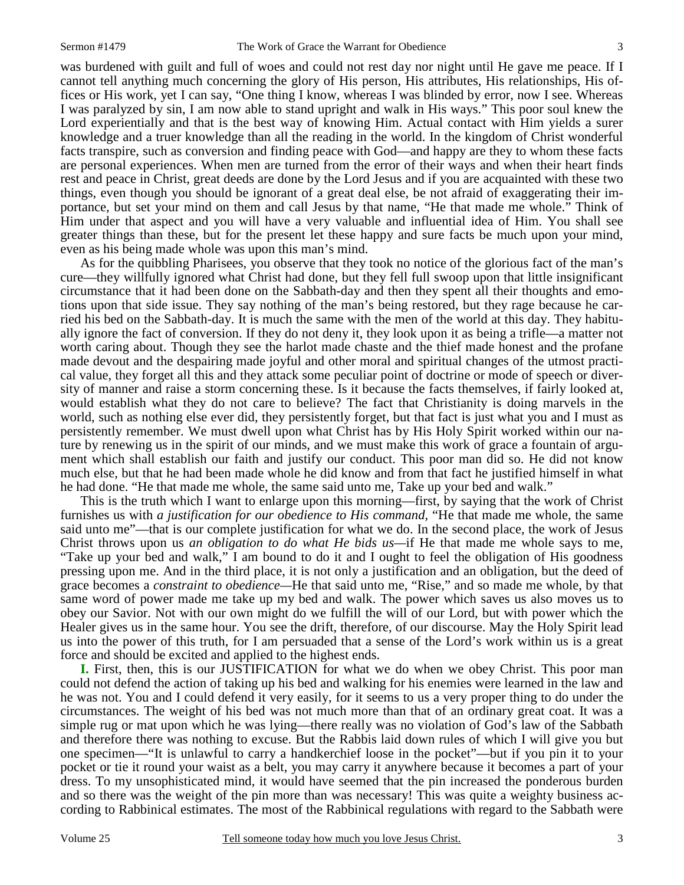was burdened with guilt and full of woes and could not rest day nor night until He gave me peace. If I cannot tell anything much concerning the glory of His person, His attributes, His relationships, His offices or His work, yet I can say, "One thing I know, whereas I was blinded by error, now I see. Whereas I was paralyzed by sin, I am now able to stand upright and walk in His ways." This poor soul knew the Lord experientially and that is the best way of knowing Him. Actual contact with Him yields a surer knowledge and a truer knowledge than all the reading in the world. In the kingdom of Christ wonderful facts transpire, such as conversion and finding peace with God—and happy are they to whom these facts are personal experiences. When men are turned from the error of their ways and when their heart finds rest and peace in Christ, great deeds are done by the Lord Jesus and if you are acquainted with these two things, even though you should be ignorant of a great deal else, be not afraid of exaggerating their importance, but set your mind on them and call Jesus by that name, "He that made me whole." Think of Him under that aspect and you will have a very valuable and influential idea of Him. You shall see greater things than these, but for the present let these happy and sure facts be much upon your mind, even as his being made whole was upon this man's mind.

As for the quibbling Pharisees, you observe that they took no notice of the glorious fact of the man's cure—they willfully ignored what Christ had done, but they fell full swoop upon that little insignificant circumstance that it had been done on the Sabbath-day and then they spent all their thoughts and emotions upon that side issue. They say nothing of the man's being restored, but they rage because he carried his bed on the Sabbath-day. It is much the same with the men of the world at this day. They habitually ignore the fact of conversion. If they do not deny it, they look upon it as being a trifle—a matter not worth caring about. Though they see the harlot made chaste and the thief made honest and the profane made devout and the despairing made joyful and other moral and spiritual changes of the utmost practical value, they forget all this and they attack some peculiar point of doctrine or mode of speech or diversity of manner and raise a storm concerning these. Is it because the facts themselves, if fairly looked at, would establish what they do not care to believe? The fact that Christianity is doing marvels in the world, such as nothing else ever did, they persistently forget, but that fact is just what you and I must as persistently remember. We must dwell upon what Christ has by His Holy Spirit worked within our nature by renewing us in the spirit of our minds, and we must make this work of grace a fountain of argument which shall establish our faith and justify our conduct. This poor man did so. He did not know much else, but that he had been made whole he did know and from that fact he justified himself in what he had done. "He that made me whole, the same said unto me, Take up your bed and walk."

This is the truth which I want to enlarge upon this morning—first, by saying that the work of Christ furnishes us with *a justification for our obedience to His command,* "He that made me whole, the same said unto me"—that is our complete justification for what we do. In the second place, the work of Jesus Christ throws upon us *an obligation to do what He bids us*—if He that made me whole says to me, "Take up your bed and walk," I am bound to do it and I ought to feel the obligation of His goodness pressing upon me. And in the third place, it is not only a justification and an obligation, but the deed of grace becomes a *constraint to obedience*—He that said unto me, "Rise," and so made me whole, by that same word of power made me take up my bed and walk. The power which saves us also moves us to obey our Savior. Not with our own might do we fulfill the will of our Lord, but with power which the Healer gives us in the same hour. You see the drift, therefore, of our discourse. May the Holy Spirit lead us into the power of this truth, for I am persuaded that a sense of the Lord's work within us is a great force and should be excited and applied to the highest ends.

**I.** First, then, this is our JUSTIFICATION for what we do when we obey Christ. This poor man could not defend the action of taking up his bed and walking for his enemies were learned in the law and he was not. You and I could defend it very easily, for it seems to us a very proper thing to do under the circumstances. The weight of his bed was not much more than that of an ordinary great coat. It was a simple rug or mat upon which he was lying—there really was no violation of God's law of the Sabbath and therefore there was nothing to excuse. But the Rabbis laid down rules of which I will give you but one specimen—"It is unlawful to carry a handkerchief loose in the pocket"—but if you pin it to your pocket or tie it round your waist as a belt, you may carry it anywhere because it becomes a part of your dress. To my unsophisticated mind, it would have seemed that the pin increased the ponderous burden and so there was the weight of the pin more than was necessary! This was quite a weighty business according to Rabbinical estimates. The most of the Rabbinical regulations with regard to the Sabbath were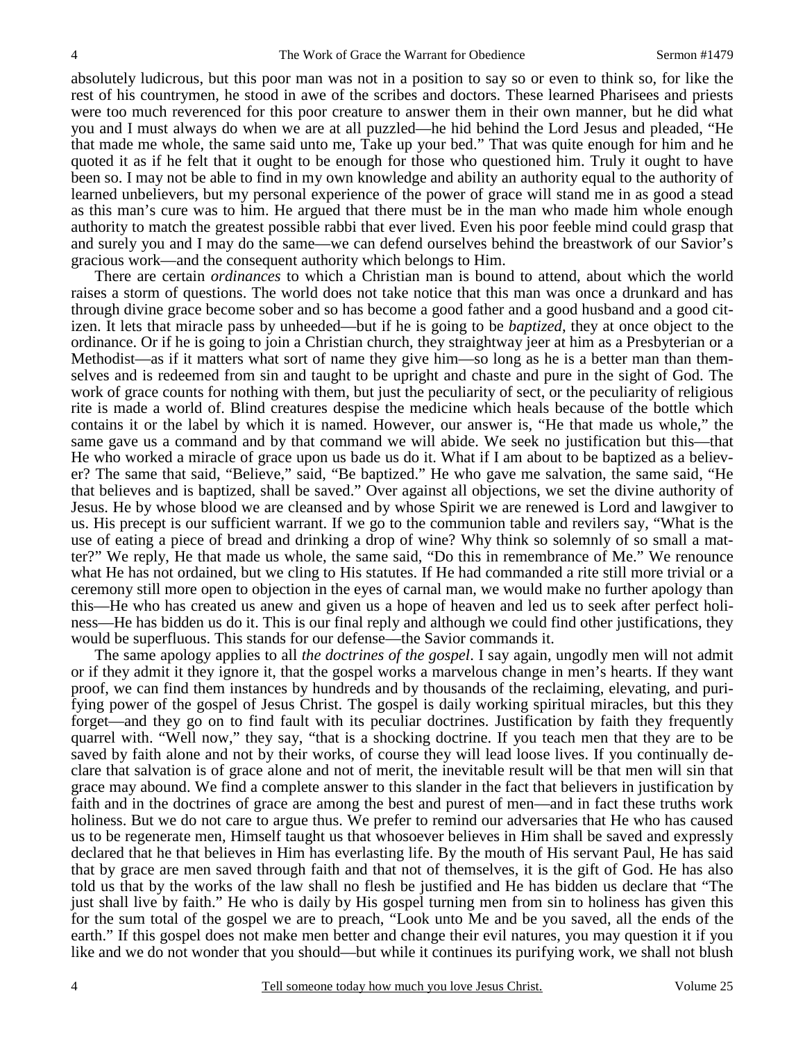absolutely ludicrous, but this poor man was not in a position to say so or even to think so, for like the rest of his countrymen, he stood in awe of the scribes and doctors. These learned Pharisees and priests were too much reverenced for this poor creature to answer them in their own manner, but he did what you and I must always do when we are at all puzzled—he hid behind the Lord Jesus and pleaded, "He that made me whole, the same said unto me, Take up your bed." That was quite enough for him and he quoted it as if he felt that it ought to be enough for those who questioned him. Truly it ought to have been so. I may not be able to find in my own knowledge and ability an authority equal to the authority of learned unbelievers, but my personal experience of the power of grace will stand me in as good a stead as this man's cure was to him. He argued that there must be in the man who made him whole enough authority to match the greatest possible rabbi that ever lived. Even his poor feeble mind could grasp that and surely you and I may do the same—we can defend ourselves behind the breastwork of our Savior's gracious work—and the consequent authority which belongs to Him.

There are certain *ordinances* to which a Christian man is bound to attend, about which the world raises a storm of questions. The world does not take notice that this man was once a drunkard and has through divine grace become sober and so has become a good father and a good husband and a good citizen. It lets that miracle pass by unheeded—but if he is going to be *baptized*, they at once object to the ordinance. Or if he is going to join a Christian church, they straightway jeer at him as a Presbyterian or a Methodist—as if it matters what sort of name they give him—so long as he is a better man than themselves and is redeemed from sin and taught to be upright and chaste and pure in the sight of God. The work of grace counts for nothing with them, but just the peculiarity of sect, or the peculiarity of religious rite is made a world of. Blind creatures despise the medicine which heals because of the bottle which contains it or the label by which it is named. However, our answer is, "He that made us whole," the same gave us a command and by that command we will abide. We seek no justification but this—that He who worked a miracle of grace upon us bade us do it. What if I am about to be baptized as a believer? The same that said, "Believe," said, "Be baptized." He who gave me salvation, the same said, "He that believes and is baptized, shall be saved." Over against all objections, we set the divine authority of Jesus. He by whose blood we are cleansed and by whose Spirit we are renewed is Lord and lawgiver to us. His precept is our sufficient warrant. If we go to the communion table and revilers say, "What is the use of eating a piece of bread and drinking a drop of wine? Why think so solemnly of so small a matter?" We reply, He that made us whole, the same said, "Do this in remembrance of Me." We renounce what He has not ordained, but we cling to His statutes. If He had commanded a rite still more trivial or a ceremony still more open to objection in the eyes of carnal man, we would make no further apology than this—He who has created us anew and given us a hope of heaven and led us to seek after perfect holiness—He has bidden us do it. This is our final reply and although we could find other justifications, they would be superfluous. This stands for our defense—the Savior commands it.

The same apology applies to all *the doctrines of the gospel*. I say again, ungodly men will not admit or if they admit it they ignore it, that the gospel works a marvelous change in men's hearts. If they want proof, we can find them instances by hundreds and by thousands of the reclaiming, elevating, and purifying power of the gospel of Jesus Christ. The gospel is daily working spiritual miracles, but this they forget—and they go on to find fault with its peculiar doctrines. Justification by faith they frequently quarrel with. "Well now," they say, "that is a shocking doctrine. If you teach men that they are to be saved by faith alone and not by their works, of course they will lead loose lives. If you continually declare that salvation is of grace alone and not of merit, the inevitable result will be that men will sin that grace may abound. We find a complete answer to this slander in the fact that believers in justification by faith and in the doctrines of grace are among the best and purest of men—and in fact these truths work holiness. But we do not care to argue thus. We prefer to remind our adversaries that He who has caused us to be regenerate men, Himself taught us that whosoever believes in Him shall be saved and expressly declared that he that believes in Him has everlasting life. By the mouth of His servant Paul, He has said that by grace are men saved through faith and that not of themselves, it is the gift of God. He has also told us that by the works of the law shall no flesh be justified and He has bidden us declare that "The just shall live by faith." He who is daily by His gospel turning men from sin to holiness has given this for the sum total of the gospel we are to preach, "Look unto Me and be you saved, all the ends of the earth." If this gospel does not make men better and change their evil natures, you may question it if you like and we do not wonder that you should—but while it continues its purifying work, we shall not blush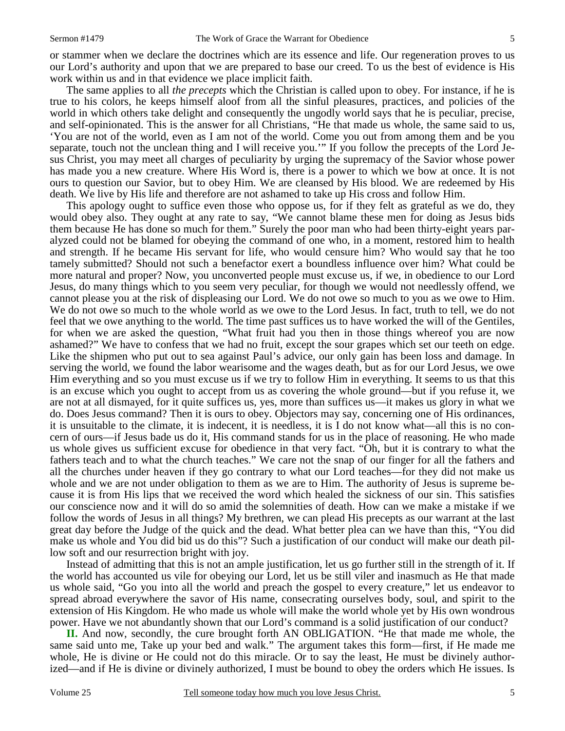or stammer when we declare the doctrines which are its essence and life. Our regeneration proves to us our Lord's authority and upon that we are prepared to base our creed. To us the best of evidence is His work within us and in that evidence we place implicit faith.

The same applies to all *the precepts* which the Christian is called upon to obey. For instance, if he is true to his colors, he keeps himself aloof from all the sinful pleasures, practices, and policies of the world in which others take delight and consequently the ungodly world says that he is peculiar, precise, and self-opinionated. This is the answer for all Christians, "He that made us whole, the same said to us, 'You are not of the world, even as I am not of the world. Come you out from among them and be you separate, touch not the unclean thing and I will receive you.'" If you follow the precepts of the Lord Jesus Christ, you may meet all charges of peculiarity by urging the supremacy of the Savior whose power has made you a new creature. Where His Word is, there is a power to which we bow at once. It is not ours to question our Savior, but to obey Him. We are cleansed by His blood. We are redeemed by His death. We live by His life and therefore are not ashamed to take up His cross and follow Him.

This apology ought to suffice even those who oppose us, for if they felt as grateful as we do, they would obey also. They ought at any rate to say, "We cannot blame these men for doing as Jesus bids them because He has done so much for them." Surely the poor man who had been thirty-eight years paralyzed could not be blamed for obeying the command of one who, in a moment, restored him to health and strength. If he became His servant for life, who would censure him? Who would say that he too tamely submitted? Should not such a benefactor exert a boundless influence over him? What could be more natural and proper? Now, you unconverted people must excuse us, if we, in obedience to our Lord Jesus, do many things which to you seem very peculiar, for though we would not needlessly offend, we cannot please you at the risk of displeasing our Lord. We do not owe so much to you as we owe to Him. We do not owe so much to the whole world as we owe to the Lord Jesus. In fact, truth to tell, we do not feel that we owe anything to the world. The time past suffices us to have worked the will of the Gentiles, for when we are asked the question, "What fruit had you then in those things whereof you are now ashamed?" We have to confess that we had no fruit, except the sour grapes which set our teeth on edge. Like the shipmen who put out to sea against Paul's advice, our only gain has been loss and damage. In serving the world, we found the labor wearisome and the wages death, but as for our Lord Jesus, we owe Him everything and so you must excuse us if we try to follow Him in everything. It seems to us that this is an excuse which you ought to accept from us as covering the whole ground—but if you refuse it, we are not at all dismayed, for it quite suffices us, yes, more than suffices us—it makes us glory in what we do. Does Jesus command? Then it is ours to obey. Objectors may say, concerning one of His ordinances, it is unsuitable to the climate, it is indecent, it is needless, it is I do not know what—all this is no concern of ours—if Jesus bade us do it, His command stands for us in the place of reasoning. He who made us whole gives us sufficient excuse for obedience in that very fact. "Oh, but it is contrary to what the fathers teach and to what the church teaches." We care not the snap of our finger for all the fathers and all the churches under heaven if they go contrary to what our Lord teaches—for they did not make us whole and we are not under obligation to them as we are to Him. The authority of Jesus is supreme because it is from His lips that we received the word which healed the sickness of our sin. This satisfies our conscience now and it will do so amid the solemnities of death. How can we make a mistake if we follow the words of Jesus in all things? My brethren, we can plead His precepts as our warrant at the last great day before the Judge of the quick and the dead. What better plea can we have than this, "You did make us whole and You did bid us do this"? Such a justification of our conduct will make our death pillow soft and our resurrection bright with joy.

Instead of admitting that this is not an ample justification, let us go further still in the strength of it. If the world has accounted us vile for obeying our Lord, let us be still viler and inasmuch as He that made us whole said, "Go you into all the world and preach the gospel to every creature," let us endeavor to spread abroad everywhere the savor of His name, consecrating ourselves body, soul, and spirit to the extension of His Kingdom. He who made us whole will make the world whole yet by His own wondrous power. Have we not abundantly shown that our Lord's command is a solid justification of our conduct?

**II.** And now, secondly, the cure brought forth AN OBLIGATION. "He that made me whole, the same said unto me, Take up your bed and walk." The argument takes this form—first, if He made me whole, He is divine or He could not do this miracle. Or to say the least, He must be divinely authorized—and if He is divine or divinely authorized, I must be bound to obey the orders which He issues. Is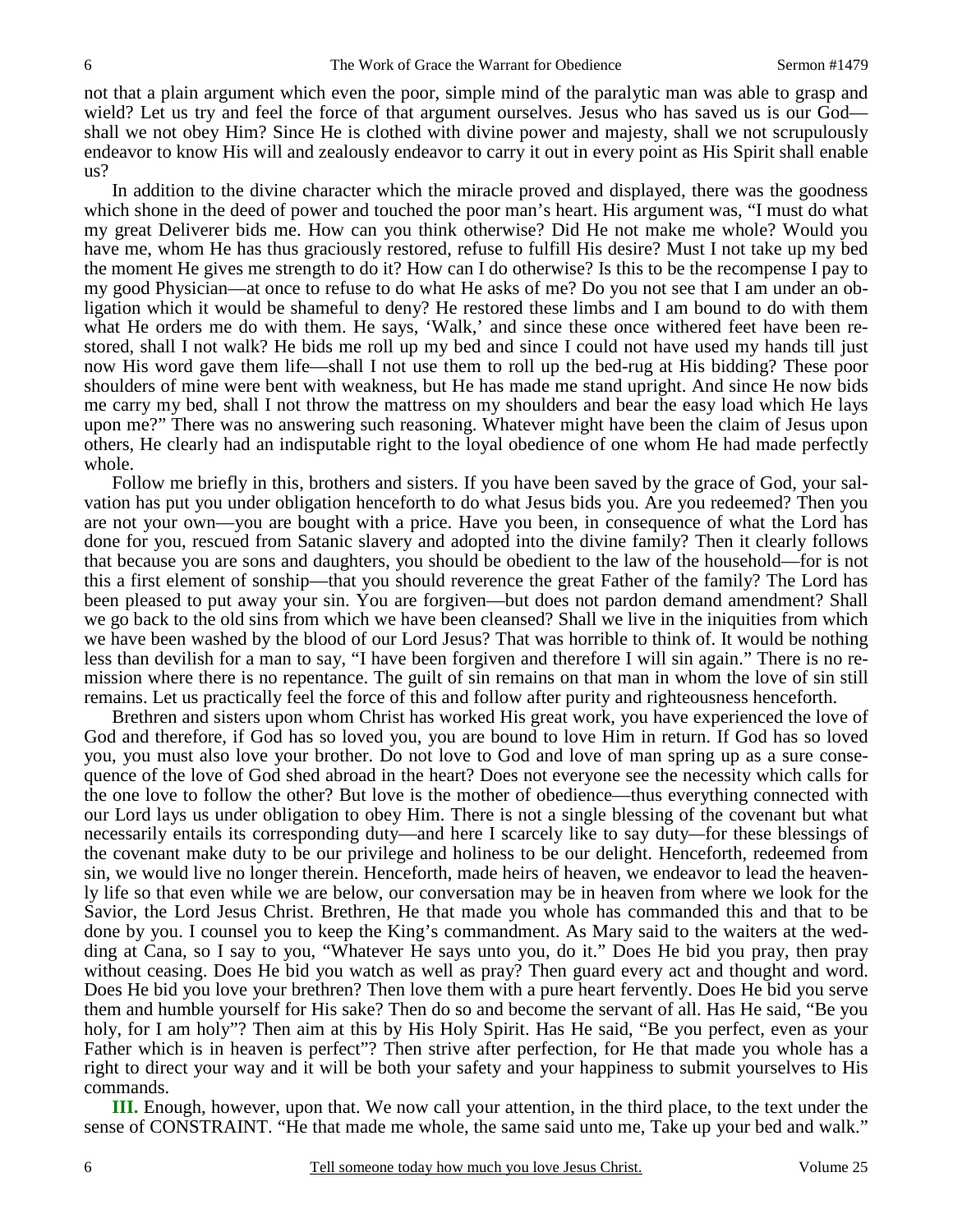not that a plain argument which even the poor, simple mind of the paralytic man was able to grasp and wield? Let us try and feel the force of that argument ourselves. Jesus who has saved us is our God—shall we not obey Him? Since He is clothed with divine power and majesty, shall we not scrupulously endeavor to know His will and zealously endeavor to carry it out in every point as His Spirit shall enable us?

In addition to the divine character which the miracle proved and displayed, there was the goodness which shone in the deed of power and touched the poor man's heart. His argument was, "I must do what my great Deliverer bids me. How can you think otherwise? Did He not make me whole? Would you have me, whom He has thus graciously restored, refuse to fulfill His desire? Must I not take up my bed the moment He gives me strength to do it? How can I do otherwise? Is this to be the recompense I pay to my good Physician—at once to refuse to do what He asks of me? Do you not see that I am under an obligation which it would be shameful to deny? He restored these limbs and I am bound to do with them what He orders me do with them. He says, 'Walk,' and since these once withered feet have been restored, shall I not walk? He bids me roll up my bed and since I could not have used my hands till just now His word gave them life—shall I not use them to roll up the bed-rug at His bidding? These poor shoulders of mine were bent with weakness, but He has made me stand upright. And since He now bids me carry my bed, shall I not throw the mattress on my shoulders and bear the easy load which He lays upon me?" There was no answering such reasoning. Whatever might have been the claim of Jesus upon others, He clearly had an indisputable right to the loyal obedience of one whom He had made perfectly whole.

Follow me briefly in this, brothers and sisters. If you have been saved by the grace of God, your salvation has put you under obligation henceforth to do what Jesus bids you. Are you redeemed? Then you are not your own—you are bought with a price. Have you been, in consequence of what the Lord has done for you, rescued from Satanic slavery and adopted into the divine family? Then it clearly follows that because you are sons and daughters, you should be obedient to the law of the household—for is not this a first element of sonship—that you should reverence the great Father of the family? The Lord has been pleased to put away your sin. You are forgiven—but does not pardon demand amendment? Shall we go back to the old sins from which we have been cleansed? Shall we live in the iniquities from which we have been washed by the blood of our Lord Jesus? That was horrible to think of. It would be nothing less than devilish for a man to say, "I have been forgiven and therefore I will sin again." There is no remission where there is no repentance. The guilt of sin remains on that man in whom the love of sin still remains. Let us practically feel the force of this and follow after purity and righteousness henceforth.

Brethren and sisters upon whom Christ has worked His great work, you have experienced the love of God and therefore, if God has so loved you, you are bound to love Him in return. If God has so loved you, you must also love your brother. Do not love to God and love of man spring up as a sure consequence of the love of God shed abroad in the heart? Does not everyone see the necessity which calls for the one love to follow the other? But love is the mother of obedience—thus everything connected with our Lord lays us under obligation to obey Him. There is not a single blessing of the covenant but what necessarily entails its corresponding duty—and here I scarcely like to say duty—for these blessings of the covenant make duty to be our privilege and holiness to be our delight. Henceforth, redeemed from sin, we would live no longer therein. Henceforth, made heirs of heaven, we endeavor to lead the heavenly life so that even while we are below, our conversation may be in heaven from where we look for the Savior, the Lord Jesus Christ. Brethren, He that made you whole has commanded this and that to be done by you. I counsel you to keep the King's commandment. As Mary said to the waiters at the wedding at Cana, so I say to you, "Whatever He says unto you, do it." Does He bid you pray, then pray without ceasing. Does He bid you watch as well as pray? Then guard every act and thought and word. Does He bid you love your brethren? Then love them with a pure heart fervently. Does He bid you serve them and humble yourself for His sake? Then do so and become the servant of all. Has He said, "Be you holy, for I am holy"? Then aim at this by His Holy Spirit. Has He said, "Be you perfect, even as your Father which is in heaven is perfect"? Then strive after perfection, for He that made you whole has a right to direct your way and it will be both your safety and your happiness to submit yourselves to His commands.

**III.** Enough, however, upon that. We now call your attention, in the third place, to the text under the sense of CONSTRAINT. "He that made me whole, the same said unto me, Take up your bed and walk."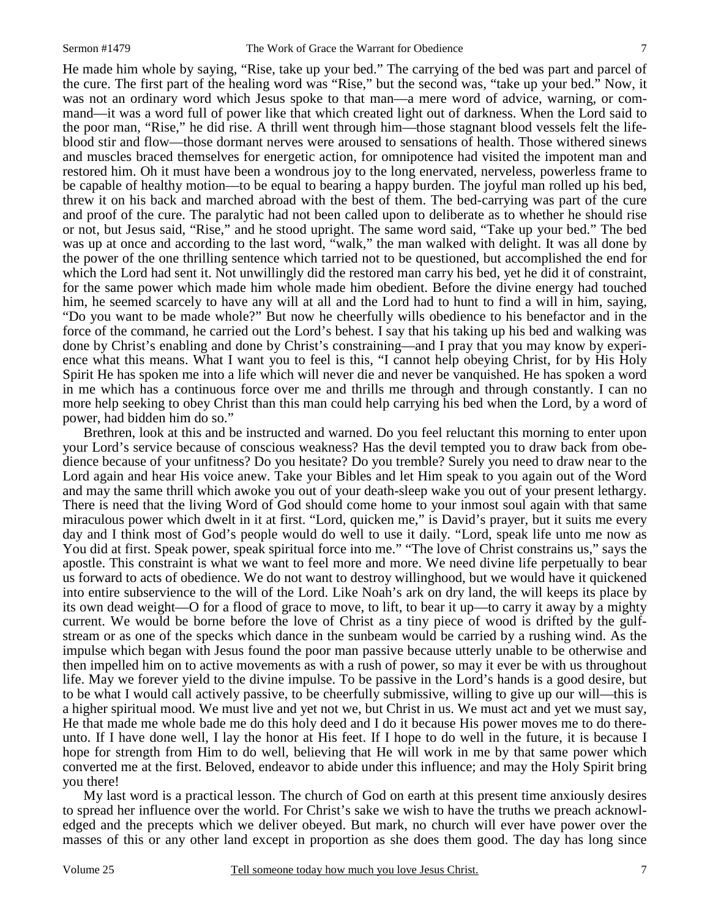He made him whole by saying, "Rise, take up your bed." The carrying of the bed was part and parcel of the cure. The first part of the healing word was "Rise," but the second was, "take up your bed." Now, it was not an ordinary word which Jesus spoke to that man—a mere word of advice, warning, or command—it was a word full of power like that which created light out of darkness. When the Lord said to the poor man, "Rise," he did rise. A thrill went through him—those stagnant blood vessels felt the life-blood stir and flow—those dormant nerves were aroused to sensations of health. Those withered sinews and muscles braced themselves for energetic action, for omnipotence had visited the impotent man and restored him. Oh it must have been a wondrous joy to the long enervated, nerveless, powerless frame to be capable of healthy motion—to be equal to bearing a happy burden. The joyful man rolled up his bed, threw it on his back and marched abroad with the best of them. The bed-carrying was part of the cure and proof of the cure. The paralytic had not been called upon to deliberate as to whether he should rise or not, but Jesus said, "Rise," and he stood upright. The same word said, "Take up your bed." The bed was up at once and according to the last word, "walk," the man walked with delight. It was all done by the power of the one thrilling sentence which tarried not to be questioned, but accomplished the end for which the Lord had sent it. Not unwillingly did the restored man carry his bed, yet he did it of constraint, for the same power which made him whole made him obedient. Before the divine energy had touched him, he seemed scarcely to have any will at all and the Lord had to hunt to find a will in him, saying, "Do you want to be made whole?" But now he cheerfully wills obedience to his benefactor and in the force of the command, he carried out the Lord's behest. I say that his taking up his bed and walking was done by Christ's enabling and done by Christ's constraining—and I pray that you may know by experience what this means. What I want you to feel is this, "I cannot help obeying Christ, for by His Holy Spirit He has spoken me into a life which will never die and never be vanquished. He has spoken a word in me which has a continuous force over me and thrills me through and through constantly. I can no more help seeking to obey Christ than this man could help carrying his bed when the Lord, by a word of power, had bidden him do so."

Brethren, look at this and be instructed and warned. Do you feel reluctant this morning to enter upon your Lord's service because of conscious weakness? Has the devil tempted you to draw back from obedience because of your unfitness? Do you hesitate? Do you tremble? Surely you need to draw near to the Lord again and hear His voice anew. Take your Bibles and let Him speak to you again out of the Word and may the same thrill which awoke you out of your death-sleep wake you out of your present lethargy. There is need that the living Word of God should come home to your inmost soul again with that same miraculous power which dwelt in it at first. "Lord, quicken me," is David's prayer, but it suits me every day and I think most of God's people would do well to use it daily. "Lord, speak life unto me now as You did at first. Speak power, speak spiritual force into me." "The love of Christ constrains us," says the apostle. This constraint is what we want to feel more and more. We need divine life perpetually to bear us forward to acts of obedience. We do not want to destroy willinghood, but we would have it quickened into entire subservience to the will of the Lord. Like Noah's ark on dry land, the will keeps its place by its own dead weight—O for a flood of grace to move, to lift, to bear it up—to carry it away by a mighty current. We would be borne before the love of Christ as a tiny piece of wood is drifted by the gulf-stream or as one of the specks which dance in the sunbeam would be carried by a rushing wind. As the impulse which began with Jesus found the poor man passive because utterly unable to be otherwise and then impelled him on to active movements as with a rush of power, so may it ever be with us throughout life. May we forever yield to the divine impulse. To be passive in the Lord's hands is a good desire, but to be what I would call actively passive, to be cheerfully submissive, willing to give up our will—this is a higher spiritual mood. We must live and yet not we, but Christ in us. We must act and yet we must say, He that made me whole bade me do this holy deed and I do it because His power moves me to do thereunto. If I have done well, I lay the honor at His feet. If I hope to do well in the future, it is because I hope for strength from Him to do well, believing that He will work in me by that same power which converted me at the first. Beloved, endeavor to abide under this influence; and may the Holy Spirit bring you there!

My last word is a practical lesson. The church of God on earth at this present time anxiously desires to spread her influence over the world. For Christ's sake we wish to have the truths we preach acknowledged and the precepts which we deliver obeyed. But mark, no church will ever have power over the masses of this or any other land except in proportion as she does them good. The day has long since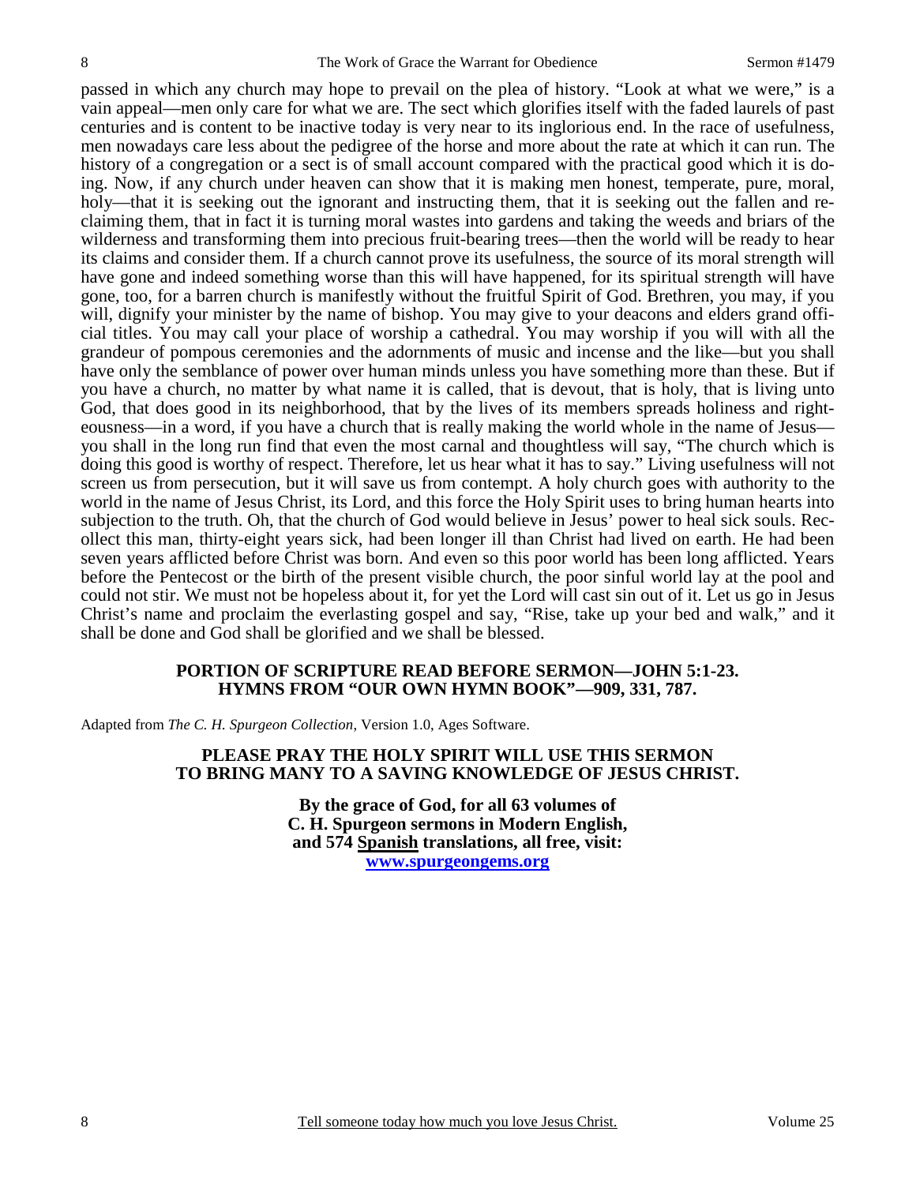passed in which any church may hope to prevail on the plea of history. "Look at what we were," is a vain appeal—men only care for what we are. The sect which glorifies itself with the faded laurels of past centuries and is content to be inactive today is very near to its inglorious end. In the race of usefulness, men nowadays care less about the pedigree of the horse and more about the rate at which it can run. The history of a congregation or a sect is of small account compared with the practical good which it is doing. Now, if any church under heaven can show that it is making men honest, temperate, pure, moral, holy—that it is seeking out the ignorant and instructing them, that it is seeking out the fallen and reclaiming them, that in fact it is turning moral wastes into gardens and taking the weeds and briars of the wilderness and transforming them into precious fruit-bearing trees—then the world will be ready to hear its claims and consider them. If a church cannot prove its usefulness, the source of its moral strength will have gone and indeed something worse than this will have happened, for its spiritual strength will have gone, too, for a barren church is manifestly without the fruitful Spirit of God. Brethren, you may, if you will, dignify your minister by the name of bishop. You may give to your deacons and elders grand official titles. You may call your place of worship a cathedral. You may worship if you will with all the grandeur of pompous ceremonies and the adornments of music and incense and the like—but you shall have only the semblance of power over human minds unless you have something more than these. But if you have a church, no matter by what name it is called, that is devout, that is holy, that is living unto God, that does good in its neighborhood, that by the lives of its members spreads holiness and righteousness—in a word, if you have a church that is really making the world whole in the name of Jesus—you shall in the long run find that even the most carnal and thoughtless will say, "The church which is doing this good is worthy of respect. Therefore, let us hear what it has to say." Living usefulness will not screen us from persecution, but it will save us from contempt. A holy church goes with authority to the world in the name of Jesus Christ, its Lord, and this force the Holy Spirit uses to bring human hearts into subjection to the truth. Oh, that the church of God would believe in Jesus' power to heal sick souls. Recollect this man, thirty-eight years sick, had been longer ill than Christ had lived on earth. He had been seven years afflicted before Christ was born. And even so this poor world has been long afflicted. Years before the Pentecost or the birth of the present visible church, the poor sinful world lay at the pool and could not stir. We must not be hopeless about it, for yet the Lord will cast sin out of it. Let us go in Jesus Christ's name and proclaim the everlasting gospel and say, "Rise, take up your bed and walk," and it shall be done and God shall be glorified and we shall be blessed.

**PORTION OF SCRIPTURE READ BEFORE SERMON—JOHN 5:1-23.**
**HYMNS FROM "OUR OWN HYMN BOOK"—909, 331, 787.**

Adapted from *The C. H. Spurgeon Collection*, Version 1.0, Ages Software.

**PLEASE PRAY THE HOLY SPIRIT WILL USE THIS SERMON TO BRING MANY TO A SAVING KNOWLEDGE OF JESUS CHRIST.**

**By the grace of God, for all 63 volumes of C. H. Spurgeon sermons in Modern English, and 574 Spanish translations, all free, visit: www.spurgeongems.org**